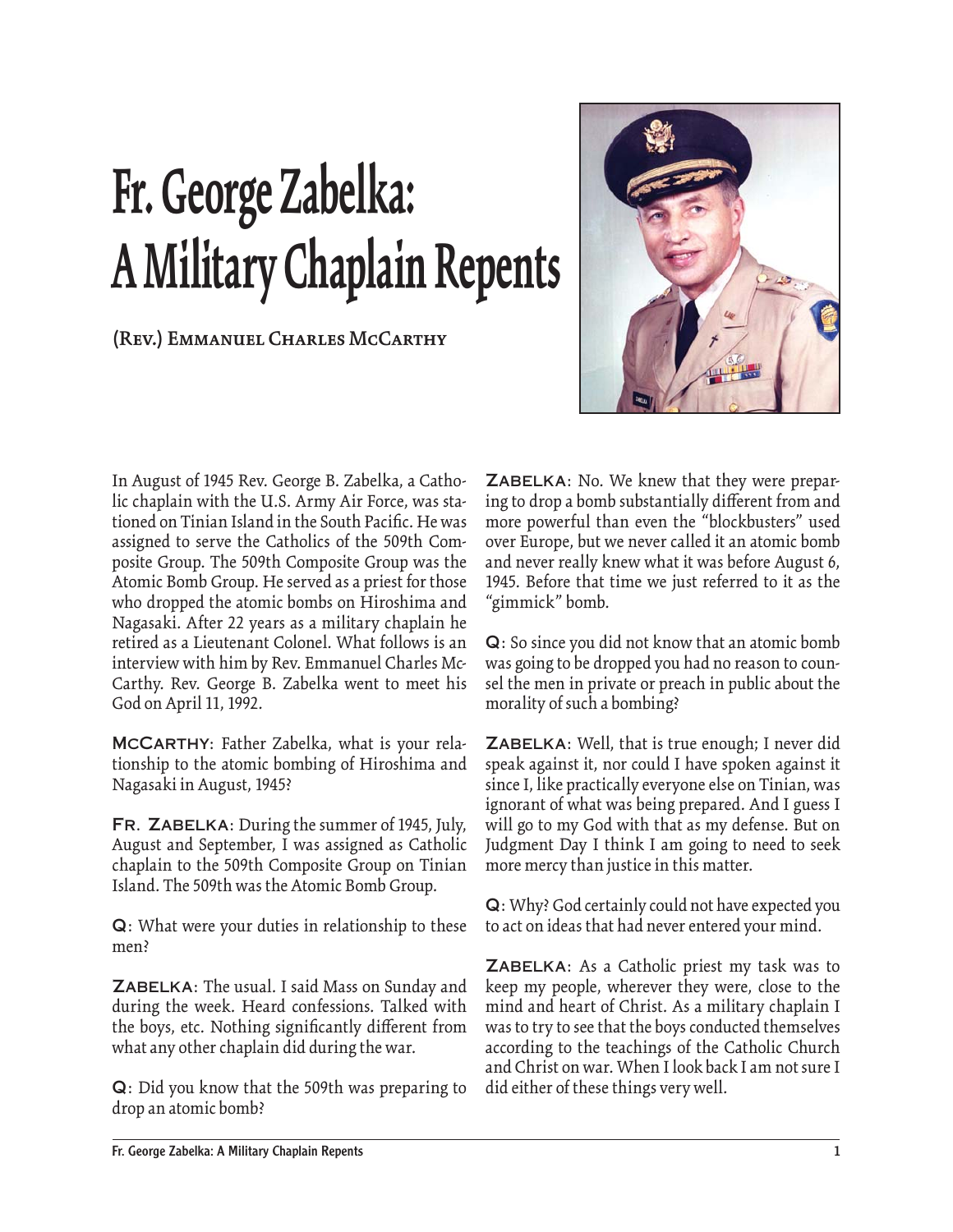# Fr. George Zabelka: A Military Chaplain Repents

**(Rev.) Emmanuel Charles McCarthy**

In August of 1945 Rev. George B. Zabelka, a Catholic chaplain with the U.S. Army Air Force, was stationed on Tinian Island in the South Pacific. He was assigned to serve the Catholics of the 509th Composite Group. The 509th Composite Group was the Atomic Bomb Group. He served as a priest for those who dropped the atomic bombs on Hiroshima and Nagasaki. After 22 years as a military chaplain he retired as a Lieutenant Colonel. What follows is an interview with him by Rev. Emmanuel Charles McCarthy. Rev. George B. Zabelka went to meet his God on April 11, 1992.

**McCarthy**: Father Zabelka, what is your relationship to the atomic bombing of Hiroshima and Nagasaki in August, 1945?

**Fr. Zabelka**: During the summer of 1945, July, August and September, I was assigned as Catholic chaplain to the 509th Composite Group on Tinian Island. The 509th was the Atomic Bomb Group.

**Q**: What were your duties in relationship to these men?

**Zabelka**: The usual. I said Mass on Sunday and during the week. Heard confessions. Talked with the boys, etc. Nothing significantly different from what any other chaplain did during the war.

**Q**: Did you know that the 509th was preparing to drop an atomic bomb?

**Zabelka**: No. We knew that they were preparing to drop a bomb substantially different from and more powerful than even the "blockbusters" used over Europe, but we never called it an atomic bomb and never really knew what it was before August 6, 1945. Before that time we just referred to it as the "gimmick" bomb.

**Q**: So since you did not know that an atomic bomb was going to be dropped you had no reason to counsel the men in private or preach in public about the morality of such a bombing?

**Zabelka**: Well, that is true enough; I never did speak against it, nor could I have spoken against it since I, like practically everyone else on Tinian, was ignorant of what was being prepared. And I guess I will go to my God with that as my defense. But on Judgment Day I think I am going to need to seek more mercy than justice in this matter.

**Q**: Why? God certainly could not have expected you to act on ideas that had never entered your mind.

**Zabelka**: As a Catholic priest my task was to keep my people, wherever they were, close to the mind and heart of Christ. As a military chaplain I was to try to see that the boys conducted themselves according to the teachings of the Catholic Church and Christ on war. When I look back I am not sure I did either of these things very well.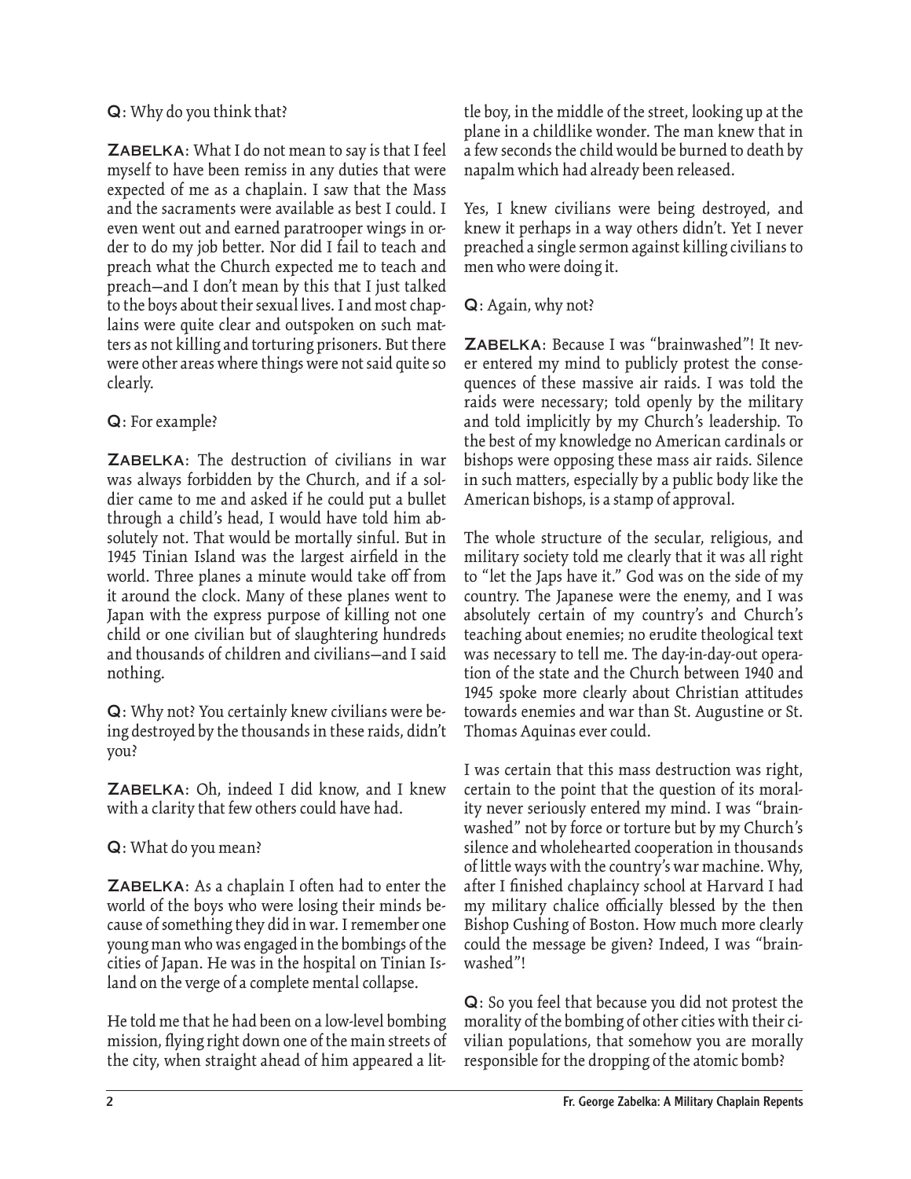**Q**: Why do you think that?

**Zabelka**: What I do not mean to say is that I feel myself to have been remiss in any duties that were expected of me as a chaplain. I saw that the Mass and the sacraments were available as best I could. I even went out and earned paratrooper wings in order to do my job better. Nor did I fail to teach and preach what the Church expected me to teach and preach—and I don't mean by this that I just talked to the boys about their sexual lives. I and most chaplains were quite clear and outspoken on such matters as not killing and torturing prisoners. But there were other areas where things were not said quite so clearly.

**Q**: For example?

**Zabelka**: The destruction of civilians in war was always forbidden by the Church, and if a soldier came to me and asked if he could put a bullet through a child's head, I would have told him absolutely not. That would be mortally sinful. But in 1945 Tinian Island was the largest airfield in the world. Three planes a minute would take off from it around the clock. Many of these planes went to Japan with the express purpose of killing not one child or one civilian but of slaughtering hundreds and thousands of children and civilians—and I said nothing.

**Q**: Why not? You certainly knew civilians were being destroyed by the thousands in these raids, didn't you?

**Zabelka**: Oh, indeed I did know, and I knew with a clarity that few others could have had.

**Q**: What do you mean?

**Zabelka**: As a chaplain I often had to enter the world of the boys who were losing their minds because of something they did in war. I remember one young man who was engaged in the bombings of the cities of Japan. He was in the hospital on Tinian Island on the verge of a complete mental collapse.

He told me that he had been on a low-level bombing mission, flying right down one of the main streets of the city, when straight ahead of him appeared a little boy, in the middle of the street, looking up at the plane in a childlike wonder. The man knew that in a few seconds the child would be burned to death by napalm which had already been released.

Yes, I knew civilians were being destroyed, and knew it perhaps in a way others didn't. Yet I never preached a single sermon against killing civilians to men who were doing it.

**Q**: Again, why not?

**Zabelka**: Because I was "brainwashed"! It never entered my mind to publicly protest the consequences of these massive air raids. I was told the raids were necessary; told openly by the military and told implicitly by my Church's leadership. To the best of my knowledge no American cardinals or bishops were opposing these mass air raids. Silence in such matters, especially by a public body like the American bishops, is a stamp of approval.

The whole structure of the secular, religious, and military society told me clearly that it was all right to "let the Japs have it." God was on the side of my country. The Japanese were the enemy, and I was absolutely certain of my country's and Church's teaching about enemies; no erudite theological text was necessary to tell me. The day-in-day-out operation of the state and the Church between 1940 and 1945 spoke more clearly about Christian attitudes towards enemies and war than St. Augustine or St. Thomas Aquinas ever could.

I was certain that this mass destruction was right, certain to the point that the question of its morality never seriously entered my mind. I was "brainwashed" not by force or torture but by my Church's silence and wholehearted cooperation in thousands of little ways with the country's war machine. Why, after I finished chaplaincy school at Harvard I had my military chalice officially blessed by the then Bishop Cushing of Boston. How much more clearly could the message be given? Indeed, I was "brainwashed"!

**Q**: So you feel that because you did not protest the morality of the bombing of other cities with their civilian populations, that somehow you are morally responsible for the dropping of the atomic bomb?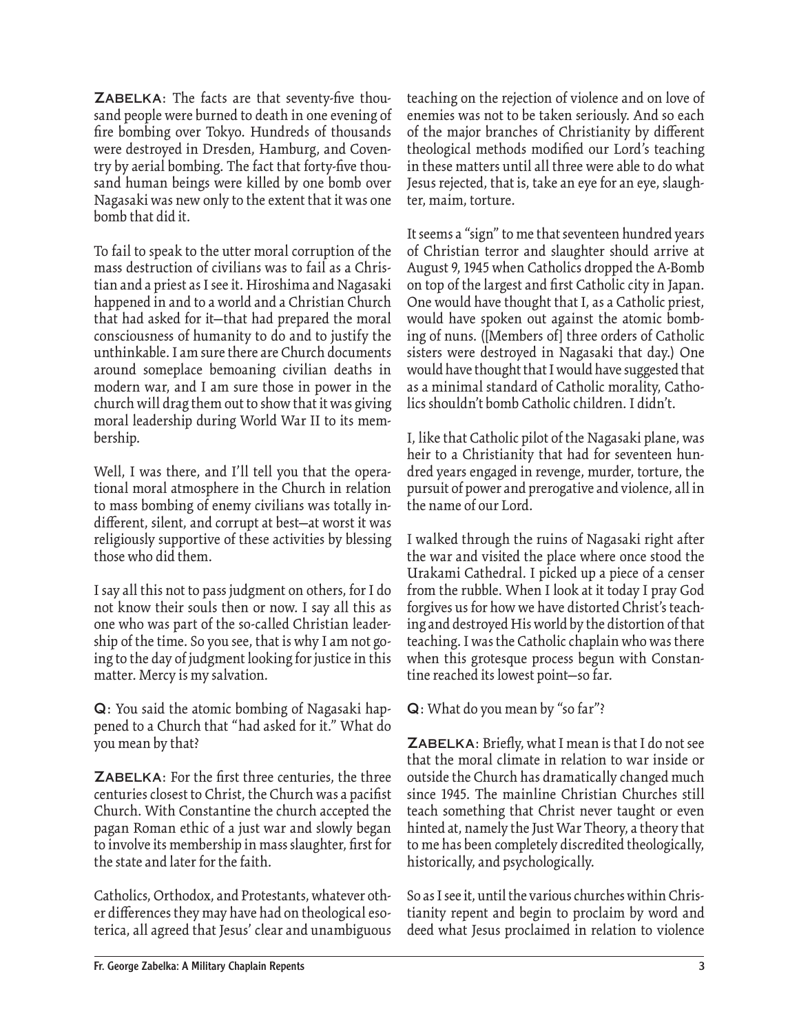**Zabelka**: The facts are that seventy-five thousand people were burned to death in one evening of fire bombing over Tokyo. Hundreds of thousands were destroyed in Dresden, Hamburg, and Coventry by aerial bombing. The fact that forty-five thousand human beings were killed by one bomb over Nagasaki was new only to the extent that it was one bomb that did it.

To fail to speak to the utter moral corruption of the mass destruction of civilians was to fail as a Christian and a priest as I see it. Hiroshima and Nagasaki happened in and to a world and a Christian Church that had asked for it—that had prepared the moral consciousness of humanity to do and to justify the unthinkable. I am sure there are Church documents around someplace bemoaning civilian deaths in modern war, and I am sure those in power in the church will drag them out to show that it was giving moral leadership during World War II to its membership.

Well, I was there, and I'll tell you that the operational moral atmosphere in the Church in relation to mass bombing of enemy civilians was totally indifferent, silent, and corrupt at best—at worst it was religiously supportive of these activities by blessing those who did them.

I say all this not to pass judgment on others, for I do not know their souls then or now. I say all this as one who was part of the so-called Christian leadership of the time. So you see, that is why I am not going to the day of judgment looking for justice in this matter. Mercy is my salvation.

**Q**: You said the atomic bombing of Nagasaki happened to a Church that "had asked for it." What do you mean by that?

**Zabelka**: For the first three centuries, the three centuries closest to Christ, the Church was a pacifist Church. With Constantine the church accepted the pagan Roman ethic of a just war and slowly began to involve its membership in mass slaughter, first for the state and later for the faith.

Catholics, Orthodox, and Protestants, whatever other differences they may have had on theological esoterica, all agreed that Jesus' clear and unambiguous teaching on the rejection of violence and on love of enemies was not to be taken seriously. And so each of the major branches of Christianity by different theological methods modified our Lord's teaching in these matters until all three were able to do what Jesus rejected, that is, take an eye for an eye, slaughter, maim, torture.

It seems a "sign" to me that seventeen hundred years of Christian terror and slaughter should arrive at August 9, 1945 when Catholics dropped the A-Bomb on top of the largest and first Catholic city in Japan. One would have thought that I, as a Catholic priest, would have spoken out against the atomic bombing of nuns. ([Members of] three orders of Catholic sisters were destroyed in Nagasaki that day.) One would have thought that I would have suggested that as a minimal standard of Catholic morality, Catholics shouldn't bomb Catholic children. I didn't.

I, like that Catholic pilot of the Nagasaki plane, was heir to a Christianity that had for seventeen hundred years engaged in revenge, murder, torture, the pursuit of power and prerogative and violence, all in the name of our Lord.

I walked through the ruins of Nagasaki right after the war and visited the place where once stood the Urakami Cathedral. I picked up a piece of a censer from the rubble. When I look at it today I pray God forgives us for how we have distorted Christ's teaching and destroyed His world by the distortion of that teaching. I was the Catholic chaplain who was there when this grotesque process begun with Constantine reached its lowest point—so far.

**Q**: What do you mean by "so far"?

**Zabelka**: Briefly, what I mean is that I do not see that the moral climate in relation to war inside or outside the Church has dramatically changed much since 1945. The mainline Christian Churches still teach something that Christ never taught or even hinted at, namely the Just War Theory, a theory that to me has been completely discredited theologically, historically, and psychologically.

So as I see it, until the various churches within Christianity repent and begin to proclaim by word and deed what Jesus proclaimed in relation to violence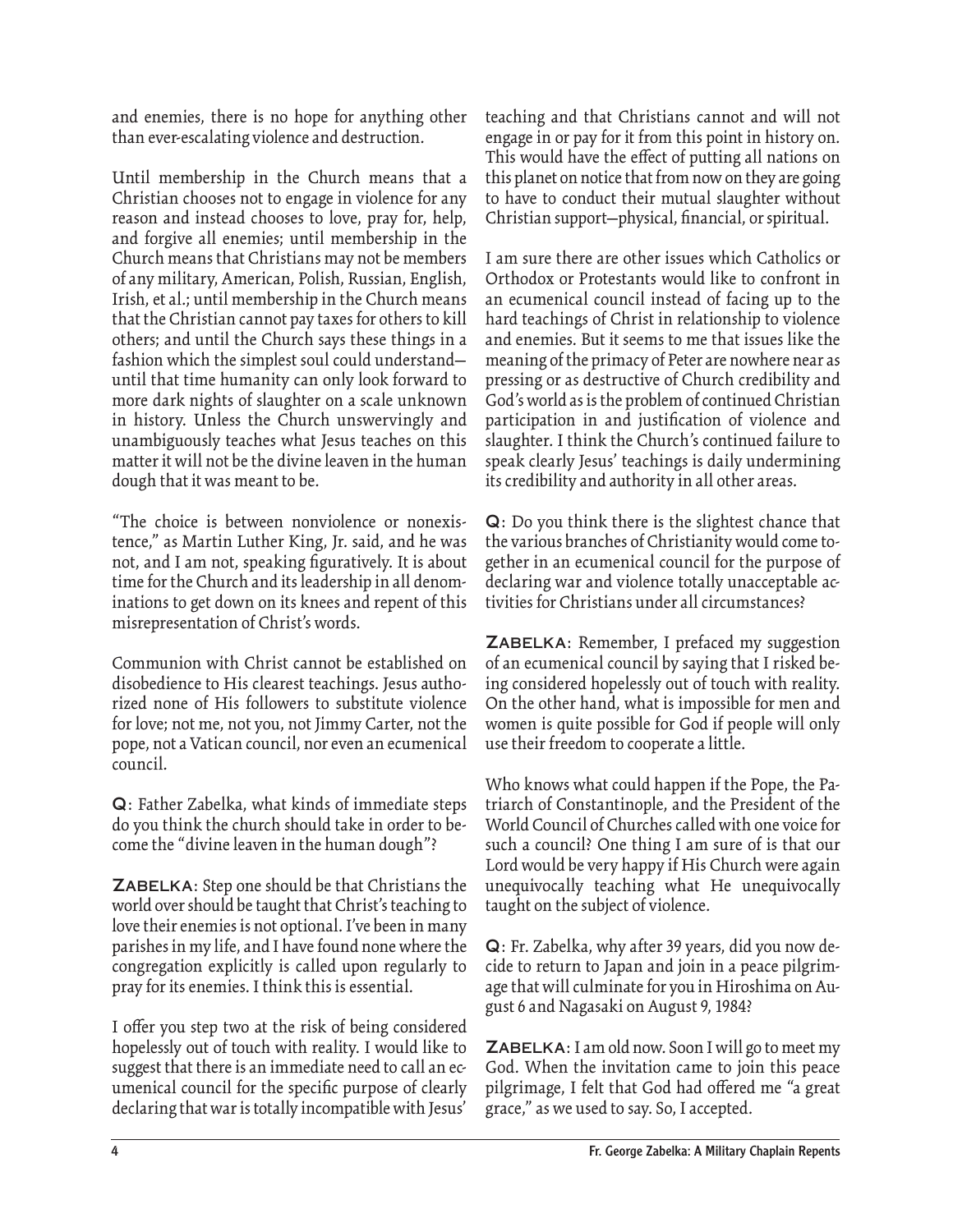and enemies, there is no hope for anything other than ever-escalating violence and destruction.

Until membership in the Church means that a Christian chooses not to engage in violence for any reason and instead chooses to love, pray for, help, and forgive all enemies; until membership in the Church means that Christians may not be members of any military, American, Polish, Russian, English, Irish, et al.; until membership in the Church means that the Christian cannot pay taxes for others to kill others; and until the Church says these things in a fashion which the simplest soul could understand—until that time humanity can only look forward to more dark nights of slaughter on a scale unknown in history. Unless the Church unswervingly and unambiguously teaches what Jesus teaches on this matter it will not be the divine leaven in the human dough that it was meant to be.

"The choice is between nonviolence or nonexistence," as Martin Luther King, Jr. said, and he was not, and I am not, speaking figuratively. It is about time for the Church and its leadership in all denominations to get down on its knees and repent of this misrepresentation of Christ's words.

Communion with Christ cannot be established on disobedience to His clearest teachings. Jesus authorized none of His followers to substitute violence for love; not me, not you, not Jimmy Carter, not the pope, not a Vatican council, nor even an ecumenical council.

**Q**: Father Zabelka, what kinds of immediate steps do you think the church should take in order to become the "divine leaven in the human dough"?

**Zabelka**: Step one should be that Christians the world over should be taught that Christ's teaching to love their enemies is not optional. I've been in many parishes in my life, and I have found none where the congregation explicitly is called upon regularly to pray for its enemies. I think this is essential.

I offer you step two at the risk of being considered hopelessly out of touch with reality. I would like to suggest that there is an immediate need to call an ecumenical council for the specific purpose of clearly declaring that war is totally incompatible with Jesus' teaching and that Christians cannot and will not engage in or pay for it from this point in history on. This would have the effect of putting all nations on this planet on notice that from now on they are going to have to conduct their mutual slaughter without Christian support—physical, financial, or spiritual.

I am sure there are other issues which Catholics or Orthodox or Protestants would like to confront in an ecumenical council instead of facing up to the hard teachings of Christ in relationship to violence and enemies. But it seems to me that issues like the meaning of the primacy of Peter are nowhere near as pressing or as destructive of Church credibility and God's world as is the problem of continued Christian participation in and justification of violence and slaughter. I think the Church's continued failure to speak clearly Jesus' teachings is daily undermining its credibility and authority in all other areas.

**Q**: Do you think there is the slightest chance that the various branches of Christianity would come together in an ecumenical council for the purpose of declaring war and violence totally unacceptable activities for Christians under all circumstances?

**Zabelka**: Remember, I prefaced my suggestion of an ecumenical council by saying that I risked being considered hopelessly out of touch with reality. On the other hand, what is impossible for men and women is quite possible for God if people will only use their freedom to cooperate a little.

Who knows what could happen if the Pope, the Patriarch of Constantinople, and the President of the World Council of Churches called with one voice for such a council? One thing I am sure of is that our Lord would be very happy if His Church were again unequivocally teaching what He unequivocally taught on the subject of violence.

**Q**: Fr. Zabelka, why after 39 years, did you now decide to return to Japan and join in a peace pilgrimage that will culminate for you in Hiroshima on August 6 and Nagasaki on August 9, 1984?

**Zabelka**: I am old now. Soon I will go to meet my God. When the invitation came to join this peace pilgrimage, I felt that God had offered me "a great grace," as we used to say. So, I accepted.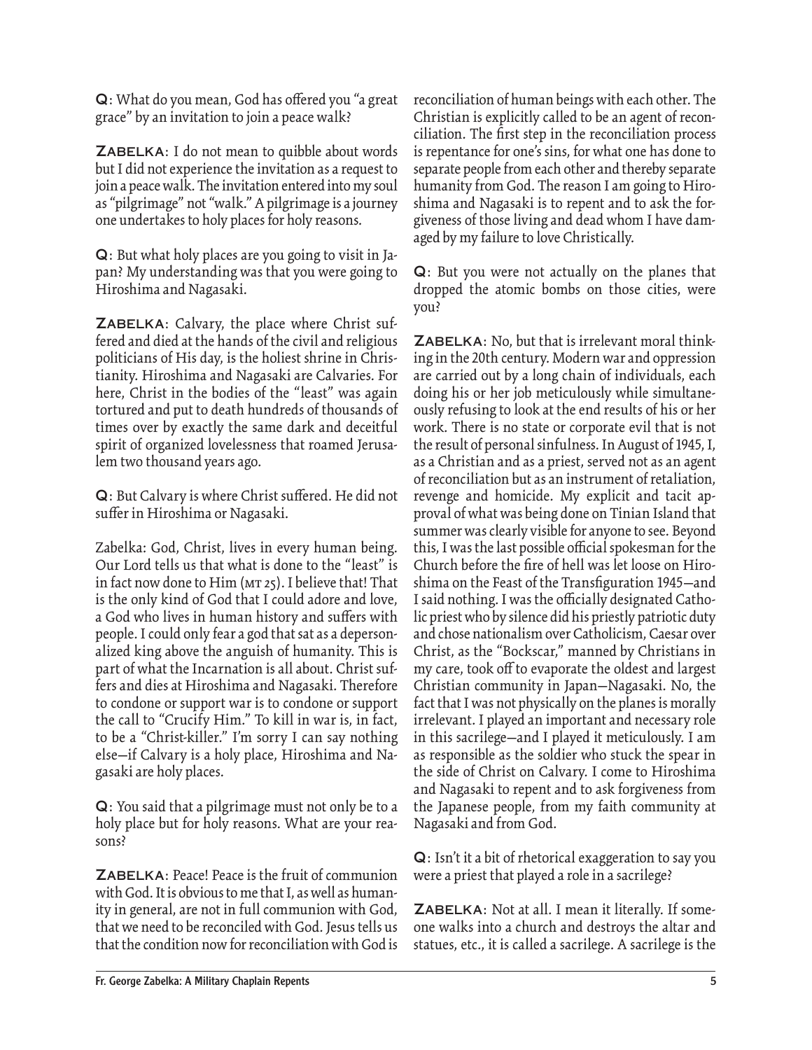**Q**: What do you mean, God has offered you "a great grace" by an invitation to join a peace walk?

**Zabelka**: I do not mean to quibble about words but I did not experience the invitation as a request to join a peace walk. The invitation entered into my soul as "pilgrimage" not "walk." A pilgrimage is a journey one undertakes to holy places for holy reasons.

**Q**: But what holy places are you going to visit in Japan? My understanding was that you were going to Hiroshima and Nagasaki.

**Zabelka**: Calvary, the place where Christ suffered and died at the hands of the civil and religious politicians of His day, is the holiest shrine in Christianity. Hiroshima and Nagasaki are Calvaries. For here, Christ in the bodies of the "least" was again tortured and put to death hundreds of thousands of times over by exactly the same dark and deceitful spirit of organized lovelessness that roamed Jerusalem two thousand years ago.

**Q**: But Calvary is where Christ suffered. He did not suffer in Hiroshima or Nagasaki.

Zabelka: God, Christ, lives in every human being. Our Lord tells us that what is done to the "least" is in fact now done to Him (MT 25). I believe that! That is the only kind of God that I could adore and love, a God who lives in human history and suffers with people. I could only fear a god that sat as a depersonalized king above the anguish of humanity. This is part of what the Incarnation is all about. Christ suffers and dies at Hiroshima and Nagasaki. Therefore to condone or support war is to condone or support the call to "Crucify Him." To kill in war is, in fact, to be a "Christ-killer." I'm sorry I can say nothing else—if Calvary is a holy place, Hiroshima and Nagasaki are holy places.

**Q**: You said that a pilgrimage must not only be to a holy place but for holy reasons. What are your reasons?

**Zabelka**: Peace! Peace is the fruit of communion with God. It is obvious to me that I, as well as humanity in general, are not in full communion with God, that we need to be reconciled with God. Jesus tells us that the condition now for reconciliation with God is reconciliation of human beings with each other. The Christian is explicitly called to be an agent of reconciliation. The first step in the reconciliation process is repentance for one's sins, for what one has done to separate people from each other and thereby separate humanity from God. The reason I am going to Hiroshima and Nagasaki is to repent and to ask the forgiveness of those living and dead whom I have damaged by my failure to love Christically.

**Q**: But you were not actually on the planes that dropped the atomic bombs on those cities, were you?

**Zabelka**: No, but that is irrelevant moral thinking in the 20th century. Modern war and oppression are carried out by a long chain of individuals, each doing his or her job meticulously while simultaneously refusing to look at the end results of his or her work. There is no state or corporate evil that is not the result of personal sinfulness. In August of 1945, I, as a Christian and as a priest, served not as an agent of reconciliation but as an instrument of retaliation, revenge and homicide. My explicit and tacit approval of what was being done on Tinian Island that summer was clearly visible for anyone to see. Beyond this, I was the last possible official spokesman for the Church before the fire of hell was let loose on Hiroshima on the Feast of the Transfiguration 1945—and I said nothing. I was the officially designated Catholic priest who by silence did his priestly patriotic duty and chose nationalism over Catholicism, Caesar over Christ, as the "Bockscar," manned by Christians in my care, took off to evaporate the oldest and largest Christian community in Japan—Nagasaki. No, the fact that I was not physically on the planes is morally irrelevant. I played an important and necessary role in this sacrilege—and I played it meticulously. I am as responsible as the soldier who stuck the spear in the side of Christ on Calvary. I come to Hiroshima and Nagasaki to repent and to ask forgiveness from the Japanese people, from my faith community at Nagasaki and from God.

**Q**: Isn't it a bit of rhetorical exaggeration to say you were a priest that played a role in a sacrilege?

**Zabelka**: Not at all. I mean it literally. If someone walks into a church and destroys the altar and statues, etc., it is called a sacrilege. A sacrilege is the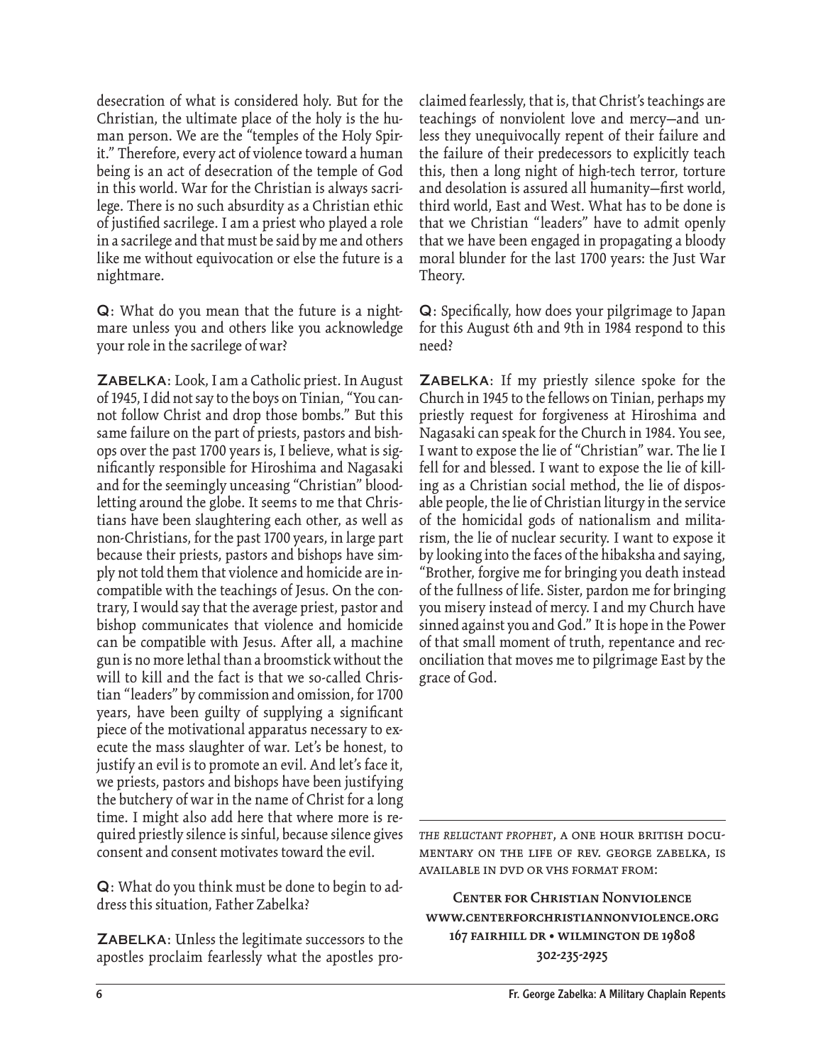desecration of what is considered holy. But for the Christian, the ultimate place of the holy is the human person. We are the "temples of the Holy Spirit." Therefore, every act of violence toward a human being is an act of desecration of the temple of God in this world. War for the Christian is always sacrilege. There is no such absurdity as a Christian ethic of justified sacrilege. I am a priest who played a role in a sacrilege and that must be said by me and others like me without equivocation or else the future is a nightmare.

**Q**: What do you mean that the future is a nightmare unless you and others like you acknowledge your role in the sacrilege of war?

**Zabelka**: Look, I am a Catholic priest. In August of 1945, I did not say to the boys on Tinian, "You cannot follow Christ and drop those bombs." But this same failure on the part of priests, pastors and bishops over the past 1700 years is, I believe, what is significantly responsible for Hiroshima and Nagasaki and for the seemingly unceasing "Christian" bloodletting around the globe. It seems to me that Christians have been slaughtering each other, as well as non-Christians, for the past 1700 years, in large part because their priests, pastors and bishops have simply not told them that violence and homicide are incompatible with the teachings of Jesus. On the contrary, I would say that the average priest, pastor and bishop communicates that violence and homicide can be compatible with Jesus. After all, a machine gun is no more lethal than a broomstick without the will to kill and the fact is that we so-called Christian "leaders" by commission and omission, for 1700 years, have been guilty of supplying a significant piece of the motivational apparatus necessary to execute the mass slaughter of war. Let's be honest, to justify an evil is to promote an evil. And let's face it, we priests, pastors and bishops have been justifying the butchery of war in the name of Christ for a long time. I might also add here that where more is required priestly silence is sinful, because silence gives consent and consent motivates toward the evil.

**Q**: What do you think must be done to begin to address this situation, Father Zabelka?

**Zabelka**: Unless the legitimate successors to the apostles proclaim fearlessly what the apostles proclaimed fearlessly, that is, that Christ's teachings are teachings of nonviolent love and mercy—and unless they unequivocally repent of their failure and the failure of their predecessors to explicitly teach this, then a long night of high-tech terror, torture and desolation is assured all humanity—first world, third world, East and West. What has to be done is that we Christian "leaders" have to admit openly that we have been engaged in propagating a bloody moral blunder for the last 1700 years: the Just War Theory.

**Q**: Specifically, how does your pilgrimage to Japan for this August 6th and 9th in 1984 respond to this need?

**Zabelka**: If my priestly silence spoke for the Church in 1945 to the fellows on Tinian, perhaps my priestly request for forgiveness at Hiroshima and Nagasaki can speak for the Church in 1984. You see, I want to expose the lie of "Christian" war. The lie I fell for and blessed. I want to expose the lie of killing as a Christian social method, the lie of disposable people, the lie of Christian liturgy in the service of the homicidal gods of nationalism and militarism, the lie of nuclear security. I want to expose it by looking into the faces of the hibaksha and saying, "Brother, forgive me for bringing you death instead of the fullness of life. Sister, pardon me for bringing you misery instead of mercy. I and my Church have sinned against you and God." It is hope in the Power of that small moment of truth, repentance and reconciliation that moves me to pilgrimage East by the grace of God.

---

*The Reluctant Prophet*, a one hour British documentary on the life of Rev. George Zabelka, is available in DVD or VHS format from:

**Center for Christian Nonviolence**
**www.centerforchristiannonviolence.org**
**167 Fairhill Dr • Wilmington DE 19808**
***302-235-2925***